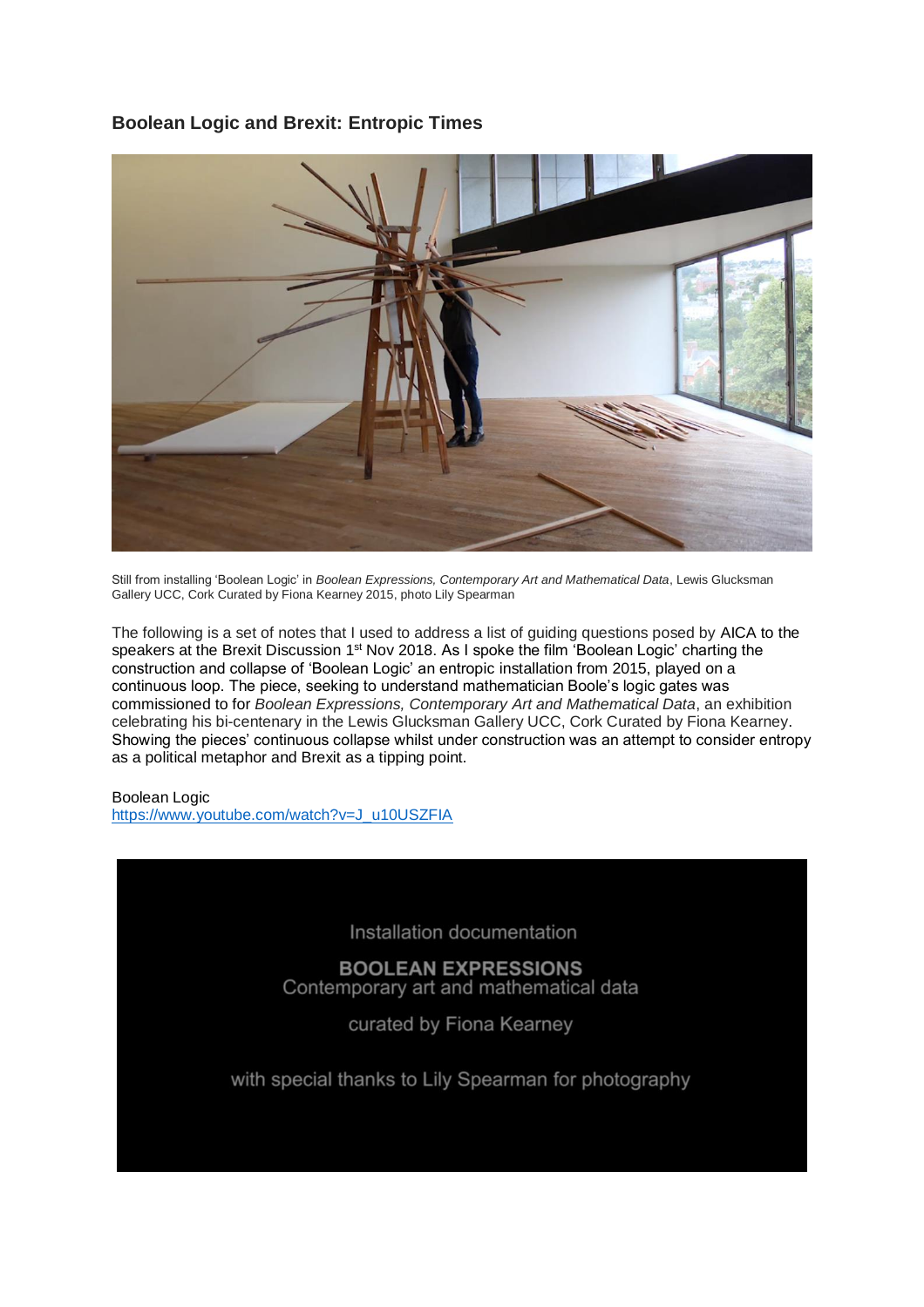# Boolean Logic and Brexit: Entropic Times

Still from installing 'Boolean Logic' in *Boolean Expressions, Contemporary Art and Mathematical Data*, Lewis Glucksman Gallery UCC, Cork Curated by Fiona Kearney 2015, photo Lily Spearman

The following is a set of notes that I used to address a list of guiding questions posed by AICA to the speakers at the Brexit Discussion 1st Nov 2018. As I spoke the film 'Boolean Logic' charting the construction and collapse of 'Boolean Logic' an entropic installation from 2015, played on a continuous loop. The piece, seeking to understand mathematician Boole's logic gates was commissioned to for *Boolean Expressions, Contemporary Art and Mathematical Data*, an exhibition celebrating his bi-centenary in the Lewis Glucksman Gallery UCC, Cork Curated by Fiona Kearney. Showing the pieces' continuous collapse whilst under construction was an attempt to consider entropy as a political metaphor and Brexit as a tipping point.

Boolean Logic
https://www.youtube.com/watch?v=J_u10USZFIA

Installation documentation

**BOOLEAN EXPRESSIONS**
Contemporary art and mathematical data

curated by Fiona Kearney

with special thanks to Lily Spearman for photography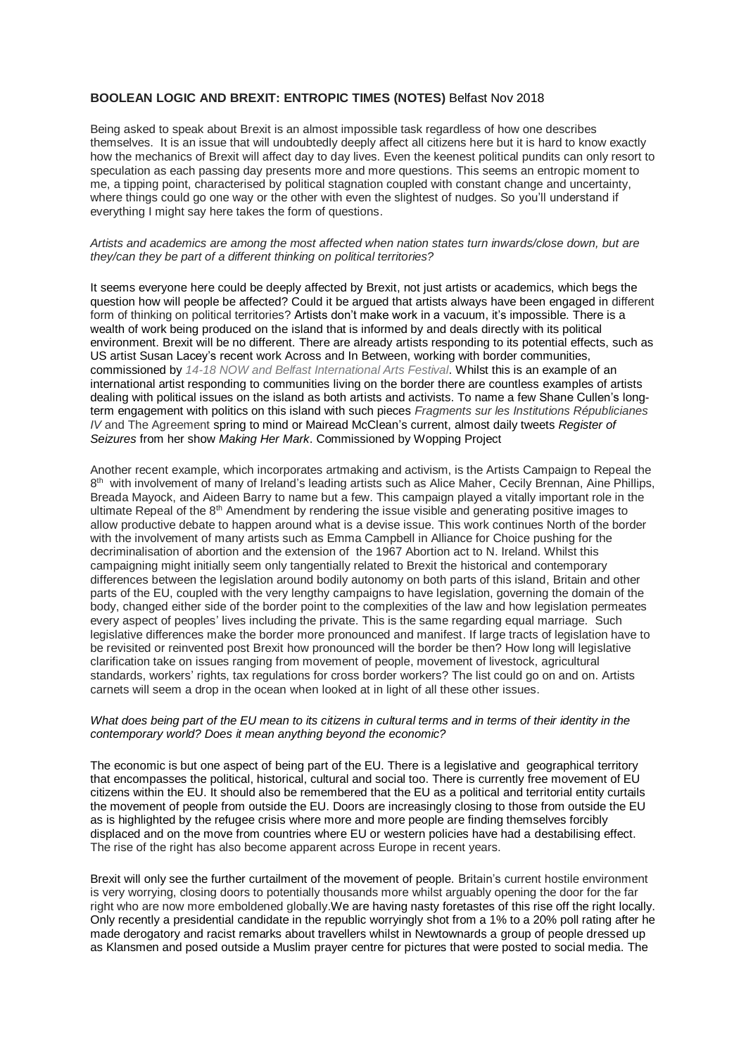**BOOLEAN LOGIC AND BREXIT: ENTROPIC TIMES (NOTES)** Belfast Nov 2018

Being asked to speak about Brexit is an almost impossible task regardless of how one describes themselves. It is an issue that will undoubtedly deeply affect all citizens here but it is hard to know exactly how the mechanics of Brexit will affect day to day lives. Even the keenest political pundits can only resort to speculation as each passing day presents more and more questions. This seems an entropic moment to me, a tipping point, characterised by political stagnation coupled with constant change and uncertainty, where things could go one way or the other with even the slightest of nudges. So you'll understand if everything I might say here takes the form of questions.

*Artists and academics are among the most affected when nation states turn inwards/close down, but are they/can they be part of a different thinking on political territories?*

It seems everyone here could be deeply affected by Brexit, not just artists or academics, which begs the question how will people be affected? Could it be argued that artists always have been engaged in different form of thinking on political territories? Artists don't make work in a vacuum, it's impossible. There is a wealth of work being produced on the island that is informed by and deals directly with its political environment. Brexit will be no different. There are already artists responding to its potential effects, such as US artist Susan Lacey's recent work Across and In Between, working with border communities, commissioned by *14-18 NOW and Belfast International Arts Festival*. Whilst this is an example of an international artist responding to communities living on the border there are countless examples of artists dealing with political issues on the island as both artists and activists. To name a few Shane Cullen's long-term engagement with politics on this island with such pieces *Fragments sur les Institutions Républicianes IV* and The Agreement spring to mind or Mairead McClean's current, almost daily tweets *Register of Seizures* from her show *Making Her Mark*. Commissioned by Wopping Project

Another recent example, which incorporates artmaking and activism, is the Artists Campaign to Repeal the 8th with involvement of many of Ireland's leading artists such as Alice Maher, Cecily Brennan, Aine Phillips, Breada Mayock, and Aideen Barry to name but a few. This campaign played a vitally important role in the ultimate Repeal of the 8th Amendment by rendering the issue visible and generating positive images to allow productive debate to happen around what is a devise issue. This work continues North of the border with the involvement of many artists such as Emma Campbell in Alliance for Choice pushing for the decriminalisation of abortion and the extension of the 1967 Abortion act to N. Ireland. Whilst this campaigning might initially seem only tangentially related to Brexit the historical and contemporary differences between the legislation around bodily autonomy on both parts of this island, Britain and other parts of the EU, coupled with the very lengthy campaigns to have legislation, governing the domain of the body, changed either side of the border point to the complexities of the law and how legislation permeates every aspect of peoples' lives including the private. This is the same regarding equal marriage. Such legislative differences make the border more pronounced and manifest. If large tracts of legislation have to be revisited or reinvented post Brexit how pronounced will the border be then? How long will legislative clarification take on issues ranging from movement of people, movement of livestock, agricultural standards, workers' rights, tax regulations for cross border workers? The list could go on and on. Artists carnets will seem a drop in the ocean when looked at in light of all these other issues.

*What does being part of the EU mean to its citizens in cultural terms and in terms of their identity in the contemporary world? Does it mean anything beyond the economic?*

The economic is but one aspect of being part of the EU. There is a legislative and geographical territory that encompasses the political, historical, cultural and social too. There is currently free movement of EU citizens within the EU. It should also be remembered that the EU as a political and territorial entity curtails the movement of people from outside the EU. Doors are increasingly closing to those from outside the EU as is highlighted by the refugee crisis where more and more people are finding themselves forcibly displaced and on the move from countries where EU or western policies have had a destabilising effect. The rise of the right has also become apparent across Europe in recent years.

Brexit will only see the further curtailment of the movement of people. Britain's current hostile environment is very worrying, closing doors to potentially thousands more whilst arguably opening the door for the far right who are now more emboldened globally.We are having nasty foretastes of this rise off the right locally. Only recently a presidential candidate in the republic worryingly shot from a 1% to a 20% poll rating after he made derogatory and racist remarks about travellers whilst in Newtownards a group of people dressed up as Klansmen and posed outside a Muslim prayer centre for pictures that were posted to social media. The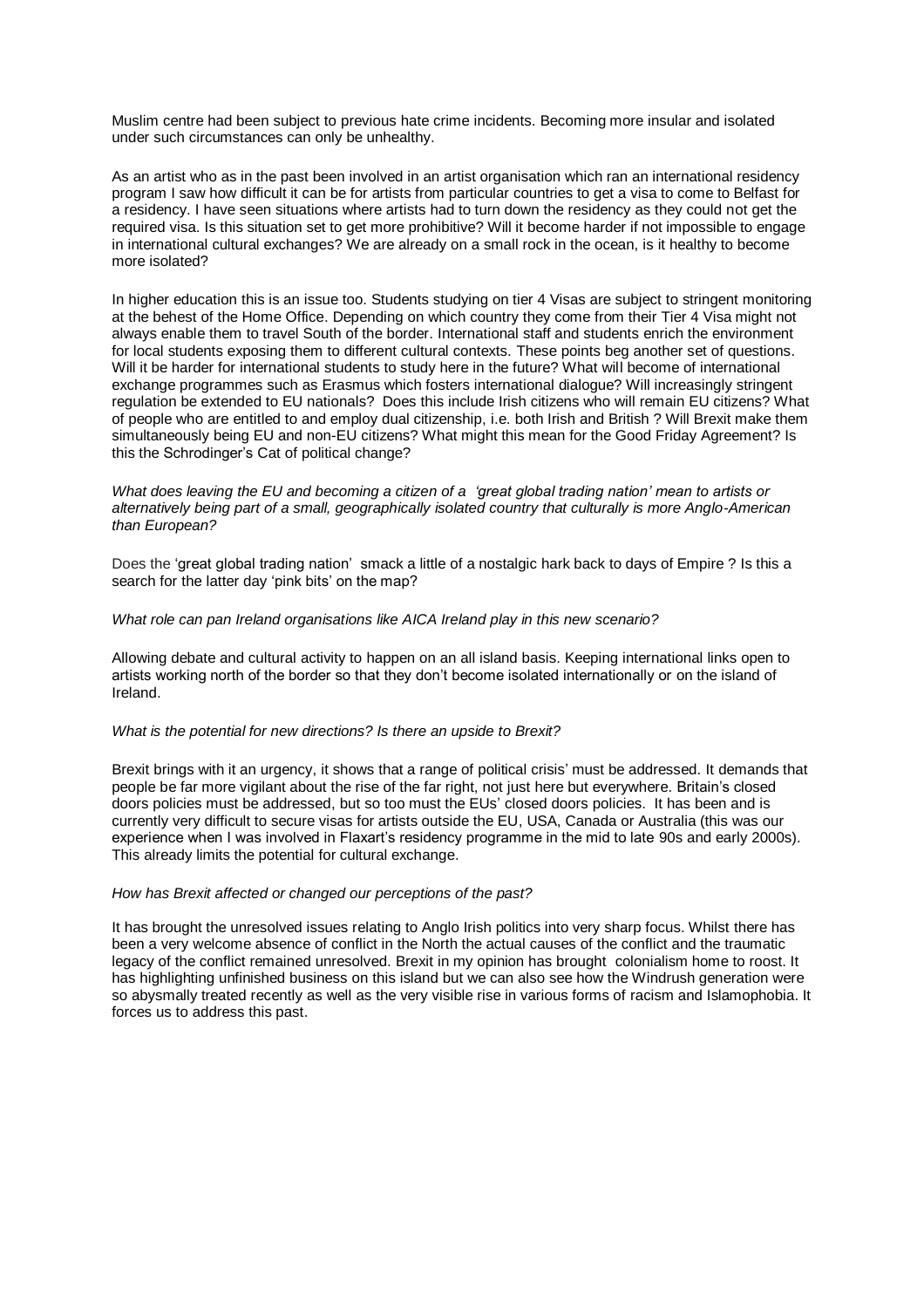Muslim centre had been subject to previous hate crime incidents. Becoming more insular and isolated under such circumstances can only be unhealthy.

As an artist who as in the past been involved in an artist organisation which ran an international residency program I saw how difficult it can be for artists from particular countries to get a visa to come to Belfast for a residency. I have seen situations where artists had to turn down the residency as they could not get the required visa. Is this situation set to get more prohibitive? Will it become harder if not impossible to engage in international cultural exchanges? We are already on a small rock in the ocean, is it healthy to become more isolated?

In higher education this is an issue too. Students studying on tier 4 Visas are subject to stringent monitoring at the behest of the Home Office. Depending on which country they come from their Tier 4 Visa might not always enable them to travel South of the border. International staff and students enrich the environment for local students exposing them to different cultural contexts. These points beg another set of questions. Will it be harder for international students to study here in the future? What will become of international exchange programmes such as Erasmus which fosters international dialogue? Will increasingly stringent regulation be extended to EU nationals? Does this include Irish citizens who will remain EU citizens? What of people who are entitled to and employ dual citizenship, i.e. both Irish and British ? Will Brexit make them simultaneously being EU and non-EU citizens? What might this mean for the Good Friday Agreement? Is this the Schrodinger's Cat of political change?

*What does leaving the EU and becoming a citizen of a 'great global trading nation' mean to artists or alternatively being part of a small, geographically isolated country that culturally is more Anglo-American than European?*

Does the 'great global trading nation' smack a little of a nostalgic hark back to days of Empire ? Is this a search for the latter day 'pink bits' on the map?

*What role can pan Ireland organisations like AICA Ireland play in this new scenario?*

Allowing debate and cultural activity to happen on an all island basis. Keeping international links open to artists working north of the border so that they don't become isolated internationally or on the island of Ireland.

*What is the potential for new directions? Is there an upside to Brexit?*

Brexit brings with it an urgency, it shows that a range of political crisis' must be addressed. It demands that people be far more vigilant about the rise of the far right, not just here but everywhere. Britain's closed doors policies must be addressed, but so too must the EUs' closed doors policies. It has been and is currently very difficult to secure visas for artists outside the EU, USA, Canada or Australia (this was our experience when I was involved in Flaxart's residency programme in the mid to late 90s and early 2000s). This already limits the potential for cultural exchange.

*How has Brexit affected or changed our perceptions of the past?*

It has brought the unresolved issues relating to Anglo Irish politics into very sharp focus. Whilst there has been a very welcome absence of conflict in the North the actual causes of the conflict and the traumatic legacy of the conflict remained unresolved. Brexit in my opinion has brought colonialism home to roost. It has highlighting unfinished business on this island but we can also see how the Windrush generation were so abysmally treated recently as well as the very visible rise in various forms of racism and Islamophobia. It forces us to address this past.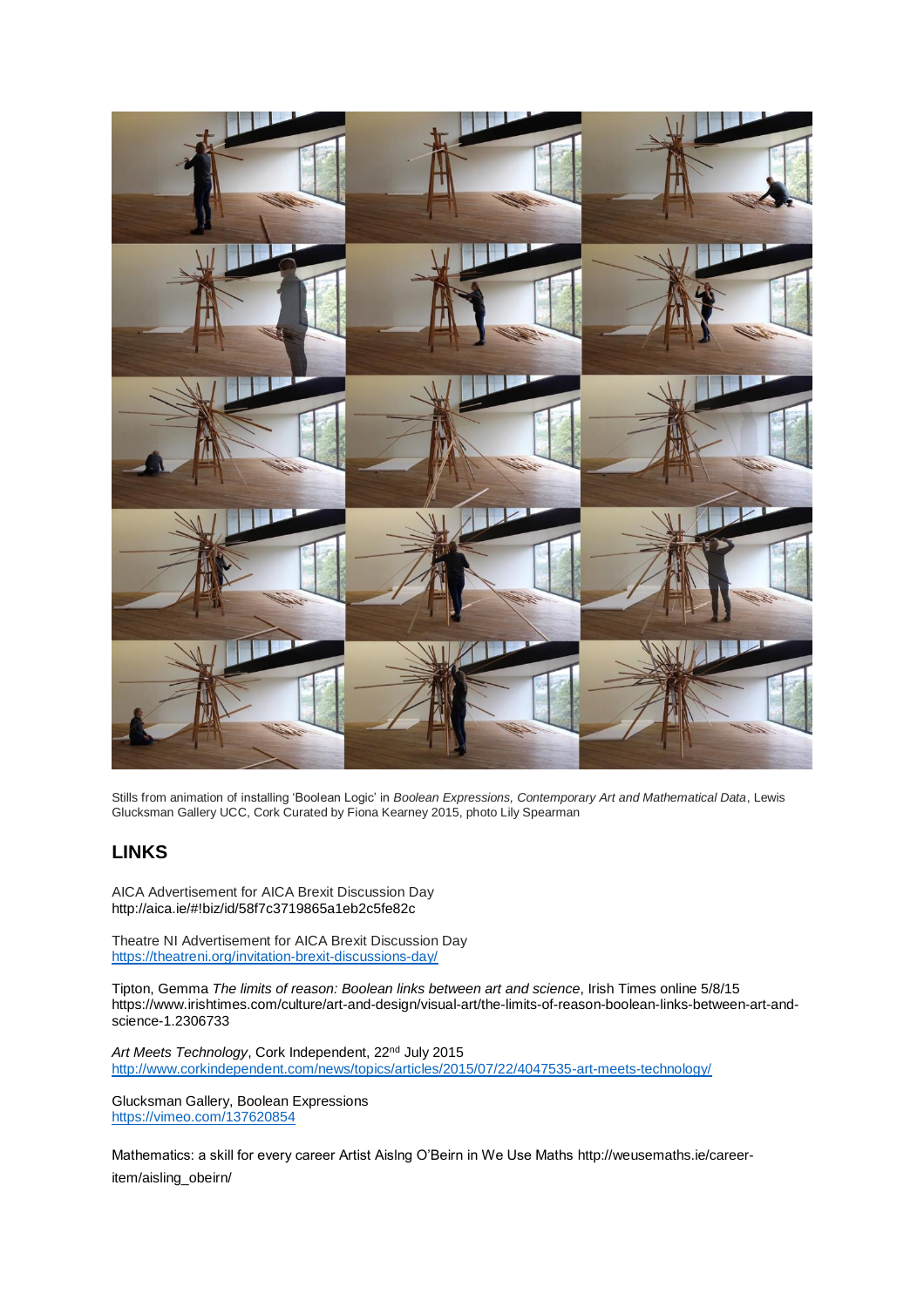Stills from animation of installing 'Boolean Logic' in *Boolean Expressions, Contemporary Art and Mathematical Data*, Lewis Glucksman Gallery UCC, Cork Curated by Fiona Kearney 2015, photo Lily Spearman

## LINKS

AICA Advertisement for AICA Brexit Discussion Day
http://aica.ie/#!biz/id/58f7c3719865a1eb2c5fe82c

Theatre NI Advertisement for AICA Brexit Discussion Day
https://theatreni.org/invitation-brexit-discussions-day/

Tipton, Gemma *The limits of reason: Boolean links between art and science*, Irish Times online 5/8/15
https://www.irishtimes.com/culture/art-and-design/visual-art/the-limits-of-reason-boolean-links-between-art-and-science-1.2306733

*Art Meets Technology*, Cork Independent, 22nd July 2015
http://www.corkindependent.com/news/topics/articles/2015/07/22/4047535-art-meets-technology/

Glucksman Gallery, Boolean Expressions
https://vimeo.com/137620854

Mathematics: a skill for every career Artist Aislng O'Beirn in We Use Maths http://weusemaths.ie/career-item/aisling_obeirn/